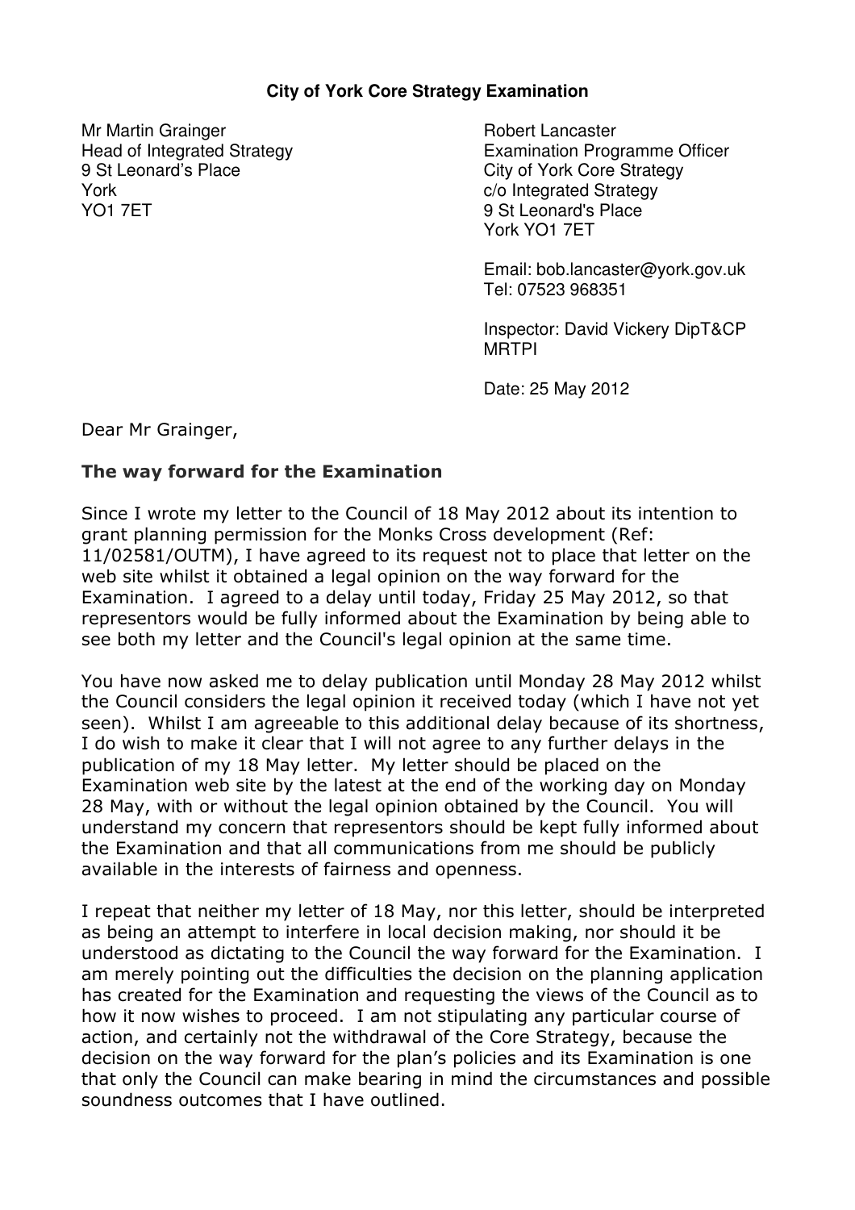**City of York Core Strategy Examination**

Mr Martin Grainger
Head of Integrated Strategy
9 St Leonard's Place
York
YO1 7ET

Robert Lancaster
Examination Programme Officer
City of York Core Strategy
c/o Integrated Strategy
9 St Leonard's Place
York YO1 7ET

Email: bob.lancaster@york.gov.uk
Tel: 07523 968351

Inspector: David Vickery DipT&CP MRTPI

Date: 25 May 2012

Dear Mr Grainger,

**The way forward for the Examination**

Since I wrote my letter to the Council of 18 May 2012 about its intention to grant planning permission for the Monks Cross development (Ref: 11/02581/OUTM), I have agreed to its request not to place that letter on the web site whilst it obtained a legal opinion on the way forward for the Examination. I agreed to a delay until today, Friday 25 May 2012, so that representors would be fully informed about the Examination by being able to see both my letter and the Council's legal opinion at the same time.

You have now asked me to delay publication until Monday 28 May 2012 whilst the Council considers the legal opinion it received today (which I have not yet seen). Whilst I am agreeable to this additional delay because of its shortness, I do wish to make it clear that I will not agree to any further delays in the publication of my 18 May letter. My letter should be placed on the Examination web site by the latest at the end of the working day on Monday 28 May, with or without the legal opinion obtained by the Council. You will understand my concern that representors should be kept fully informed about the Examination and that all communications from me should be publicly available in the interests of fairness and openness.

I repeat that neither my letter of 18 May, nor this letter, should be interpreted as being an attempt to interfere in local decision making, nor should it be understood as dictating to the Council the way forward for the Examination. I am merely pointing out the difficulties the decision on the planning application has created for the Examination and requesting the views of the Council as to how it now wishes to proceed. I am not stipulating any particular course of action, and certainly not the withdrawal of the Core Strategy, because the decision on the way forward for the plan's policies and its Examination is one that only the Council can make bearing in mind the circumstances and possible soundness outcomes that I have outlined.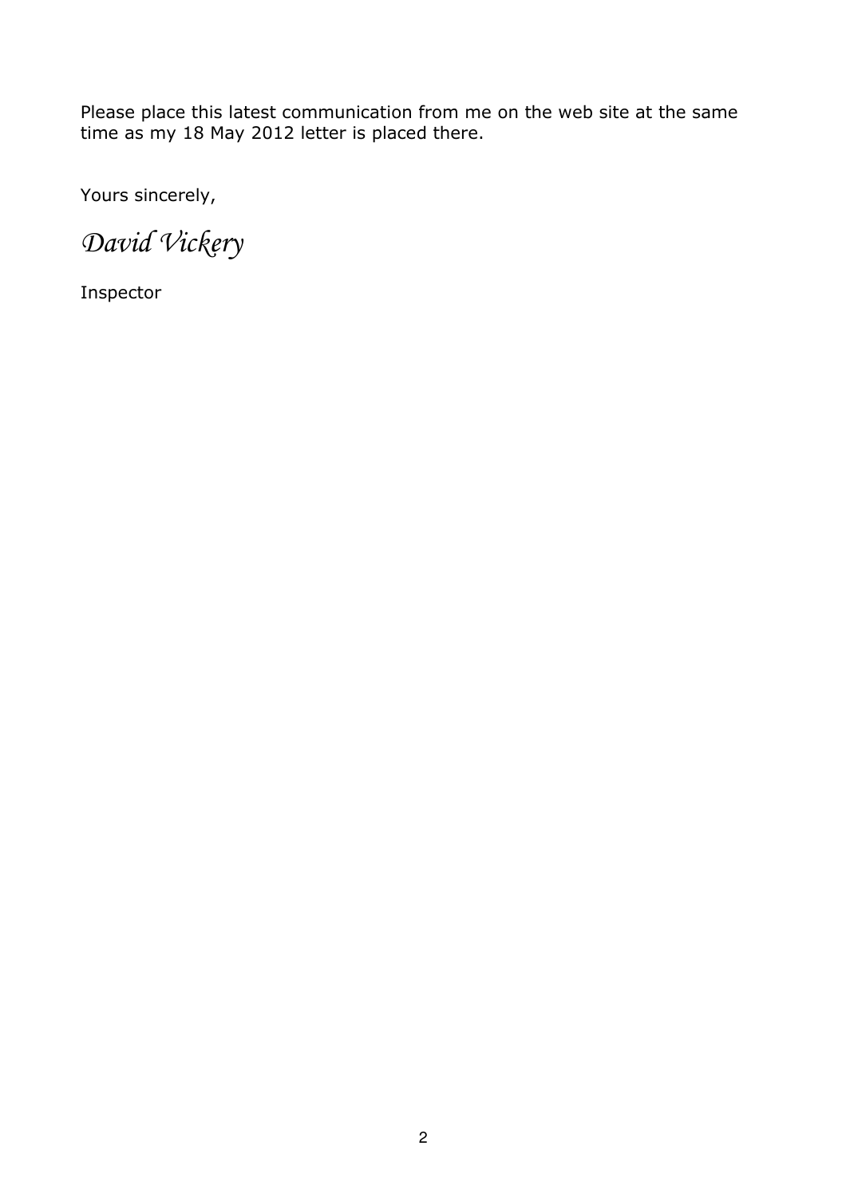Please place this latest communication from me on the web site at the same time as my 18 May 2012 letter is placed there.

Yours sincerely,

*David Vickery*

Inspector